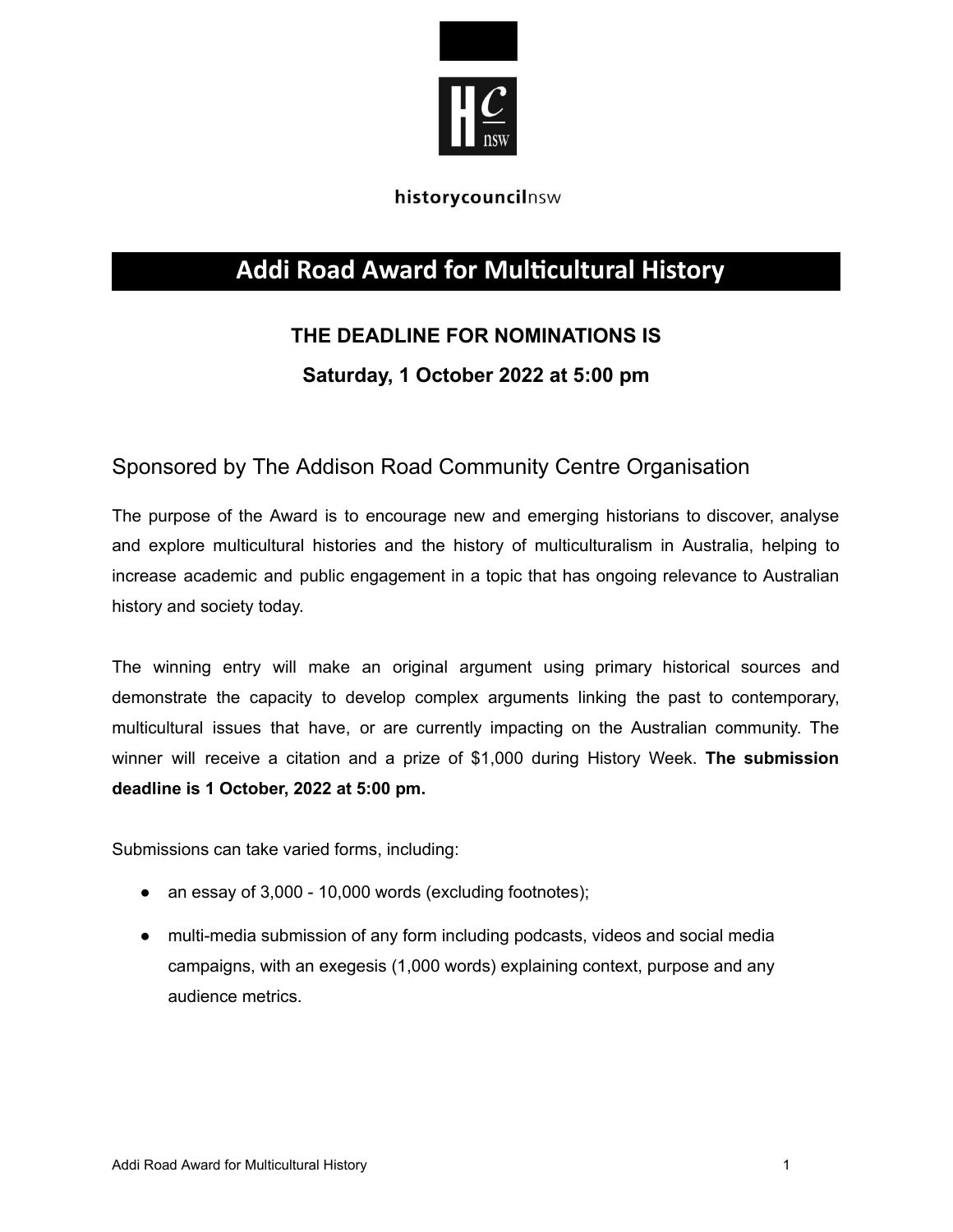historycouncilnsw

# Addi Road Award for Multicultural History

**THE DEADLINE FOR NOMINATIONS IS**

**Saturday, 1 October 2022 at 5:00 pm**

## Sponsored by The Addison Road Community Centre Organisation

The purpose of the Award is to encourage new and emerging historians to discover, analyse and explore multicultural histories and the history of multiculturalism in Australia, helping to increase academic and public engagement in a topic that has ongoing relevance to Australian history and society today.

The winning entry will make an original argument using primary historical sources and demonstrate the capacity to develop complex arguments linking the past to contemporary, multicultural issues that have, or are currently impacting on the Australian community. The winner will receive a citation and a prize of $1,000 during History Week. **The submission deadline is 1 October, 2022 at 5:00 pm.**

Submissions can take varied forms, including:

- an essay of 3,000 - 10,000 words (excluding footnotes);
- multi-media submission of any form including podcasts, videos and social media campaigns, with an exegesis (1,000 words) explaining context, purpose and any audience metrics.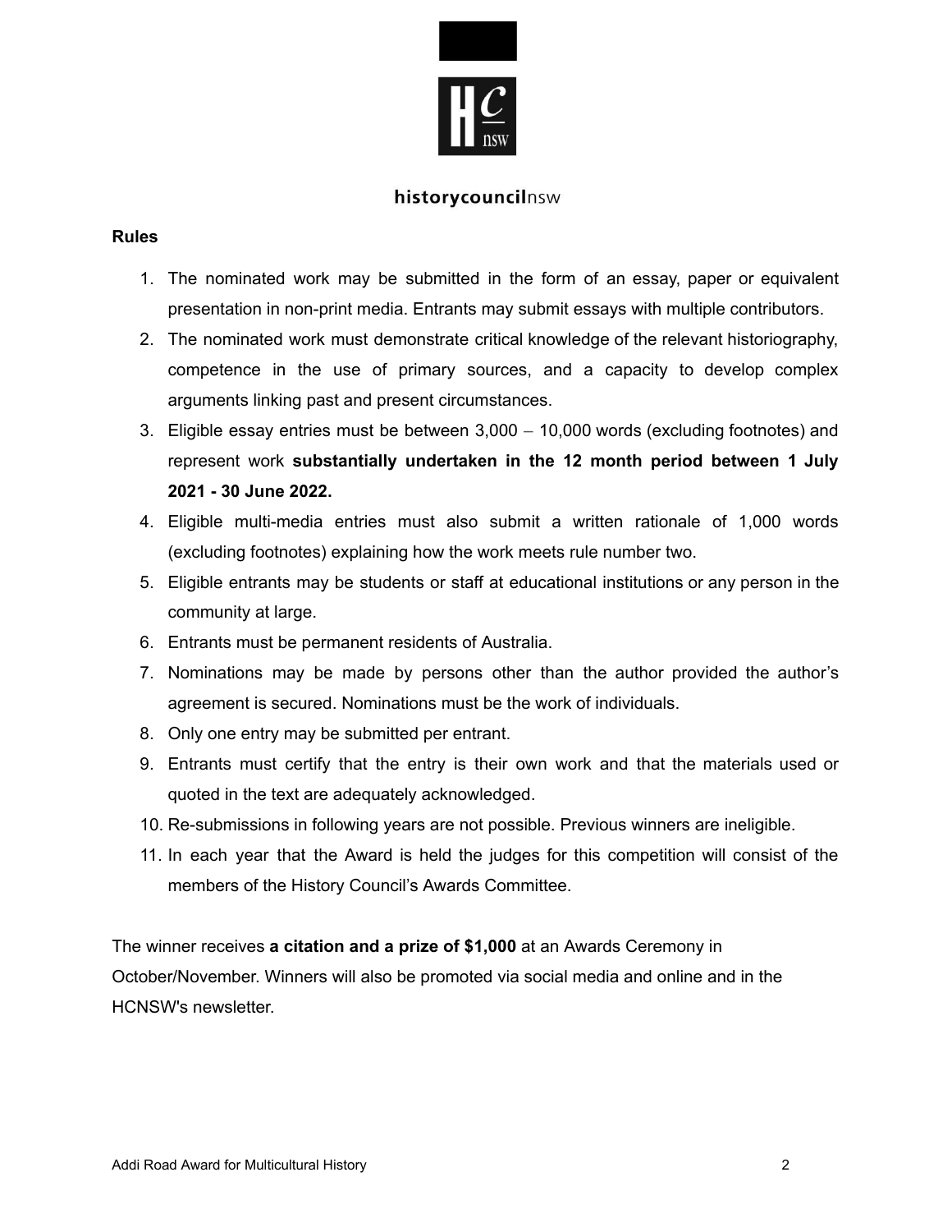historycouncilnsw

**Rules**

1. The nominated work may be submitted in the form of an essay, paper or equivalent presentation in non-print media. Entrants may submit essays with multiple contributors.
2. The nominated work must demonstrate critical knowledge of the relevant historiography, competence in the use of primary sources, and a capacity to develop complex arguments linking past and present circumstances.
3. Eligible essay entries must be between 3,000 – 10,000 words (excluding footnotes) and represent work **substantially undertaken in the 12 month period between 1 July 2021 - 30 June 2022.**
4. Eligible multi-media entries must also submit a written rationale of 1,000 words (excluding footnotes) explaining how the work meets rule number two.
5. Eligible entrants may be students or staff at educational institutions or any person in the community at large.
6. Entrants must be permanent residents of Australia.
7. Nominations may be made by persons other than the author provided the author's agreement is secured. Nominations must be the work of individuals.
8. Only one entry may be submitted per entrant.
9. Entrants must certify that the entry is their own work and that the materials used or quoted in the text are adequately acknowledged.
10. Re-submissions in following years are not possible. Previous winners are ineligible.
11. In each year that the Award is held the judges for this competition will consist of the members of the History Council's Awards Committee.

The winner receives **a citation and a prize of $1,000** at an Awards Ceremony in October/November. Winners will also be promoted via social media and online and in the HCNSW's newsletter.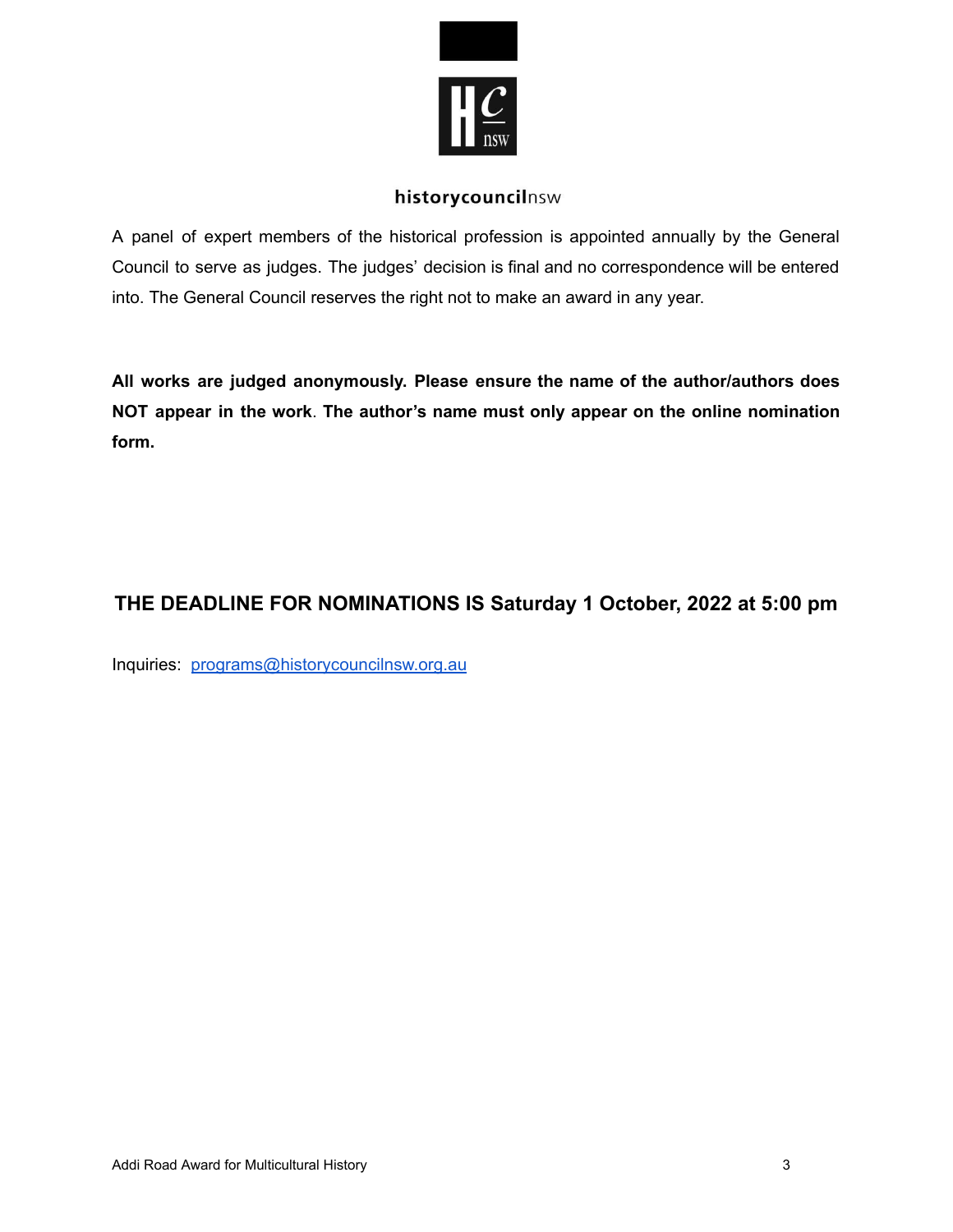historycouncilnsw

A panel of expert members of the historical profession is appointed annually by the General Council to serve as judges. The judges' decision is final and no correspondence will be entered into. The General Council reserves the right not to make an award in any year.

**All works are judged anonymously. Please ensure the name of the author/authors does NOT appear in the work**. **The author's name must only appear on the online nomination form.**

**THE DEADLINE FOR NOMINATIONS IS Saturday 1 October, 2022 at 5:00 pm**

Inquiries: programs@historycouncilnsw.org.au